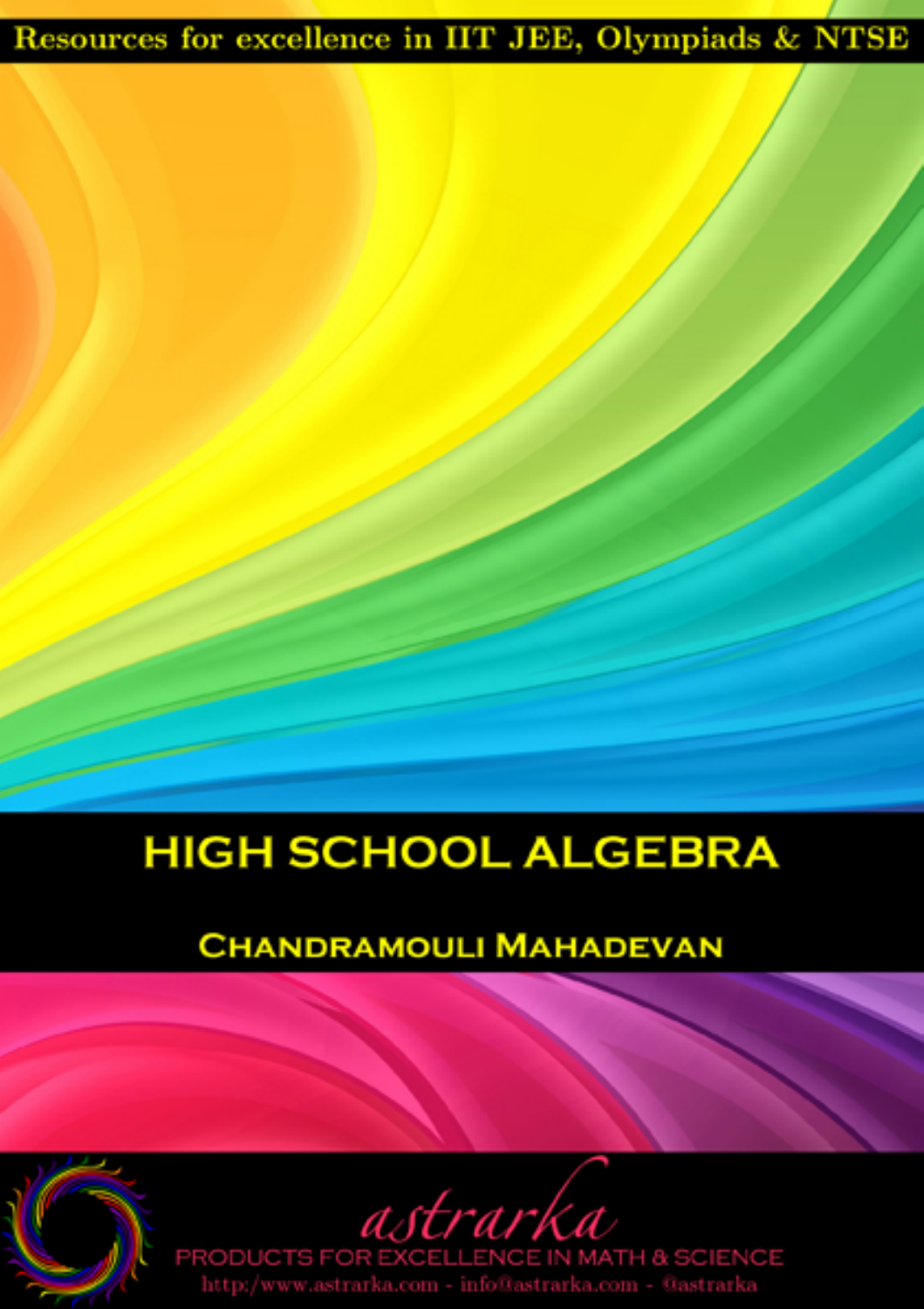Resources for excellence in IIT JEE, Olympiads & NTSE

# HIGH SCHOOL ALGEBRA

## Chandramouli Mahadevan

astrarka

PRODUCTS FOR EXCELLENCE IN MATH & SCIENCE

http:/www.astrarka.com - info@astrarka.com - @astrarka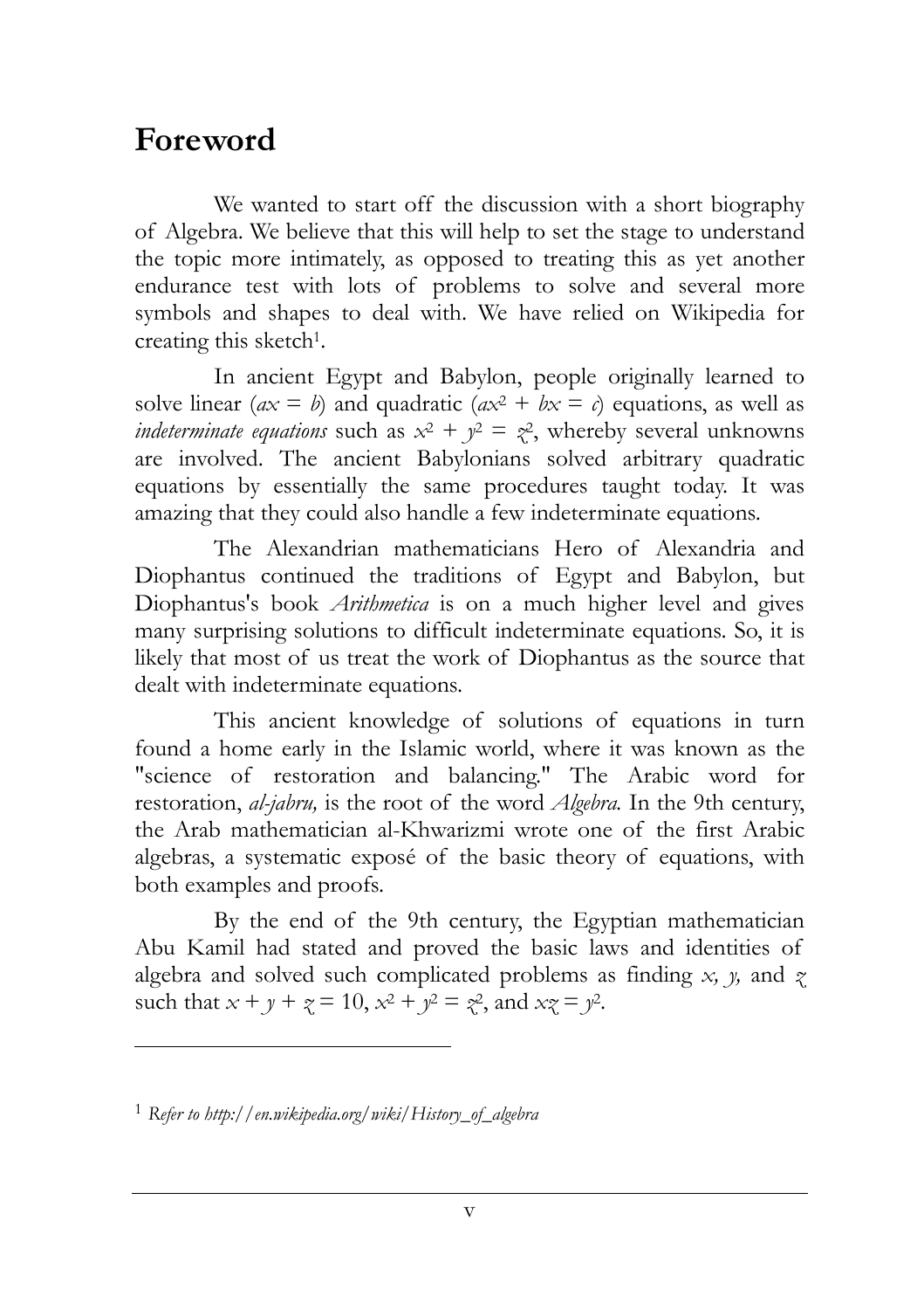# Foreword

We wanted to start off the discussion with a short biography of Algebra. We believe that this will help to set the stage to understand the topic more intimately, as opposed to treating this as yet another endurance test with lots of problems to solve and several more symbols and shapes to deal with. We have relied on Wikipedia for creating this sketch[1].

In ancient Egypt and Babylon, people originally learned to solve linear ($ax = b$) and quadratic ($ax^2 + bx = c$) equations, as well as *indeterminate equations* such as $x^2 + y^2 = z^2$, whereby several unknowns are involved. The ancient Babylonians solved arbitrary quadratic equations by essentially the same procedures taught today. It was amazing that they could also handle a few indeterminate equations.

The Alexandrian mathematicians Hero of Alexandria and Diophantus continued the traditions of Egypt and Babylon, but Diophantus's book *Arithmetica* is on a much higher level and gives many surprising solutions to difficult indeterminate equations. So, it is likely that most of us treat the work of Diophantus as the source that dealt with indeterminate equations.

This ancient knowledge of solutions of equations in turn found a home early in the Islamic world, where it was known as the "science of restoration and balancing." The Arabic word for restoration, *al-jabru,* is the root of the word *Algebra.* In the 9th century, the Arab mathematician al-Khwarizmi wrote one of the first Arabic algebras, a systematic exposé of the basic theory of equations, with both examples and proofs.

By the end of the 9th century, the Egyptian mathematician Abu Kamil had stated and proved the basic laws and identities of algebra and solved such complicated problems as finding $x$, $y$, and $z$ such that $x + y + z = 10$, $x^2 + y^2 = z^2$, and $xz = y^2$.

---

[1] *Refer to http://en.wikipedia.org/wiki/History_of_algebra*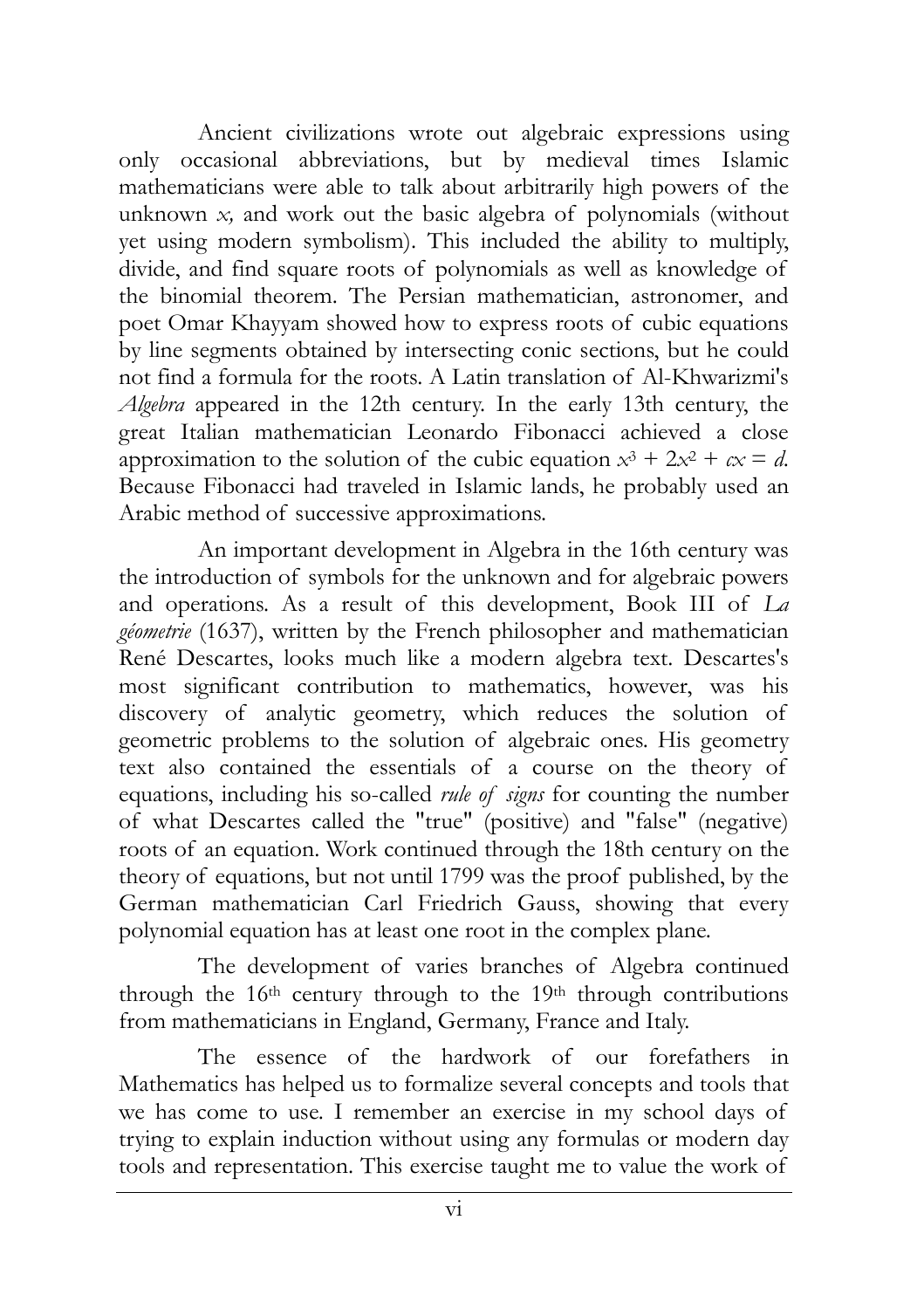Ancient civilizations wrote out algebraic expressions using only occasional abbreviations, but by medieval times Islamic mathematicians were able to talk about arbitrarily high powers of the unknown $x$, and work out the basic algebra of polynomials (without yet using modern symbolism). This included the ability to multiply, divide, and find square roots of polynomials as well as knowledge of the binomial theorem. The Persian mathematician, astronomer, and poet Omar Khayyam showed how to express roots of cubic equations by line segments obtained by intersecting conic sections, but he could not find a formula for the roots. A Latin translation of Al-Khwarizmi's *Algebra* appeared in the 12th century. In the early 13th century, the great Italian mathematician Leonardo Fibonacci achieved a close approximation to the solution of the cubic equation $x^3 + 2x^2 + cx = d$. Because Fibonacci had traveled in Islamic lands, he probably used an Arabic method of successive approximations.

An important development in Algebra in the 16th century was the introduction of symbols for the unknown and for algebraic powers and operations. As a result of this development, Book III of *La géometrie* (1637), written by the French philosopher and mathematician René Descartes, looks much like a modern algebra text. Descartes's most significant contribution to mathematics, however, was his discovery of analytic geometry, which reduces the solution of geometric problems to the solution of algebraic ones. His geometry text also contained the essentials of a course on the theory of equations, including his so-called *rule of signs* for counting the number of what Descartes called the "true" (positive) and "false" (negative) roots of an equation. Work continued through the 18th century on the theory of equations, but not until 1799 was the proof published, by the German mathematician Carl Friedrich Gauss, showing that every polynomial equation has at least one root in the complex plane.

The development of varies branches of Algebra continued through the 16th century through to the 19th through contributions from mathematicians in England, Germany, France and Italy.

The essence of the hardwork of our forefathers in Mathematics has helped us to formalize several concepts and tools that we has come to use. I remember an exercise in my school days of trying to explain induction without using any formulas or modern day tools and representation. This exercise taught me to value the work of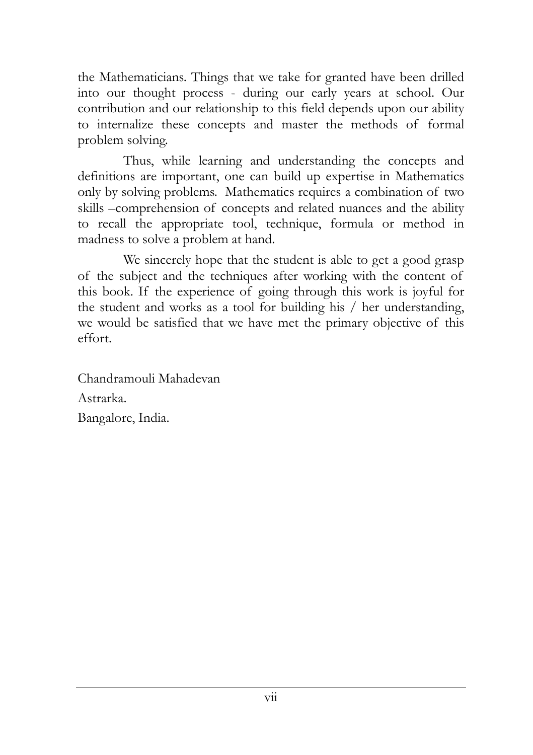the Mathematicians. Things that we take for granted have been drilled into our thought process - during our early years at school. Our contribution and our relationship to this field depends upon our ability to internalize these concepts and master the methods of formal problem solving.

Thus, while learning and understanding the concepts and definitions are important, one can build up expertise in Mathematics only by solving problems. Mathematics requires a combination of two skills –comprehension of concepts and related nuances and the ability to recall the appropriate tool, technique, formula or method in madness to solve a problem at hand.

We sincerely hope that the student is able to get a good grasp of the subject and the techniques after working with the content of this book. If the experience of going through this work is joyful for the student and works as a tool for building his / her understanding, we would be satisfied that we have met the primary objective of this effort.

Chandramouli Mahadevan

Astrarka.

Bangalore, India.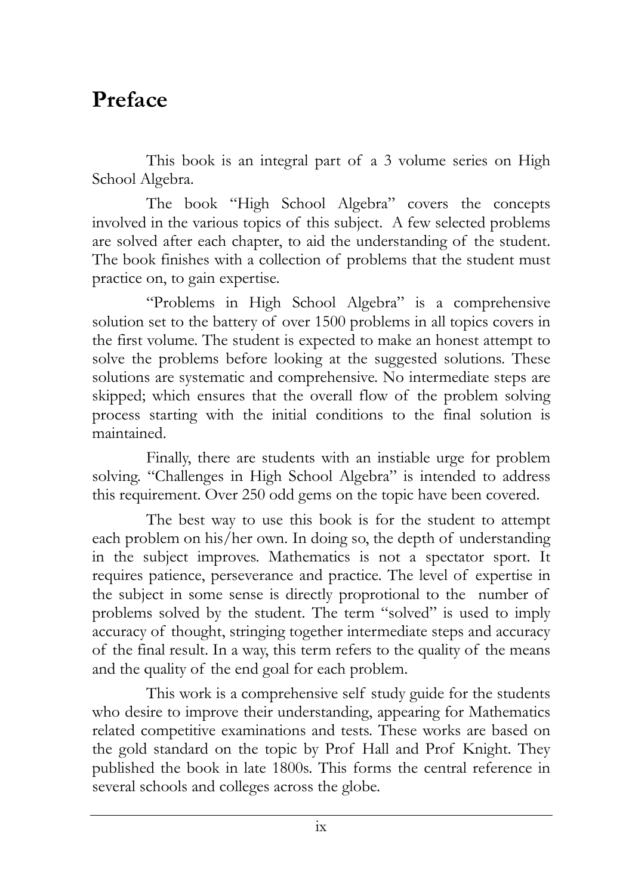# Preface

This book is an integral part of a 3 volume series on High School Algebra.

The book "High School Algebra" covers the concepts involved in the various topics of this subject. A few selected problems are solved after each chapter, to aid the understanding of the student. The book finishes with a collection of problems that the student must practice on, to gain expertise.

"Problems in High School Algebra" is a comprehensive solution set to the battery of over 1500 problems in all topics covers in the first volume. The student is expected to make an honest attempt to solve the problems before looking at the suggested solutions. These solutions are systematic and comprehensive. No intermediate steps are skipped; which ensures that the overall flow of the problem solving process starting with the initial conditions to the final solution is maintained.

Finally, there are students with an instiable urge for problem solving. "Challenges in High School Algebra" is intended to address this requirement. Over 250 odd gems on the topic have been covered.

The best way to use this book is for the student to attempt each problem on his/her own. In doing so, the depth of understanding in the subject improves. Mathematics is not a spectator sport. It requires patience, perseverance and practice. The level of expertise in the subject in some sense is directly proprotional to the number of problems solved by the student. The term "solved" is used to imply accuracy of thought, stringing together intermediate steps and accuracy of the final result. In a way, this term refers to the quality of the means and the quality of the end goal for each problem.

This work is a comprehensive self study guide for the students who desire to improve their understanding, appearing for Mathematics related competitive examinations and tests. These works are based on the gold standard on the topic by Prof Hall and Prof Knight. They published the book in late 1800s. This forms the central reference in several schools and colleges across the globe.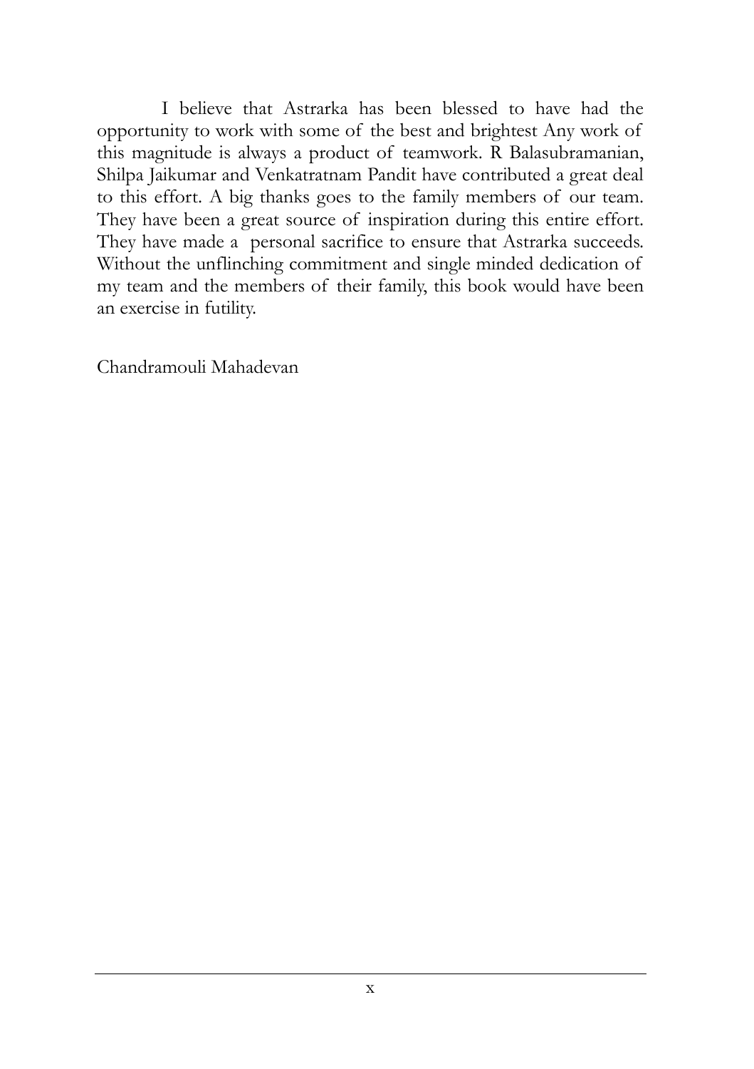I believe that Astrarka has been blessed to have had the opportunity to work with some of the best and brightest Any work of this magnitude is always a product of teamwork. R Balasubramanian, Shilpa Jaikumar and Venkatratnam Pandit have contributed a great deal to this effort. A big thanks goes to the family members of our team. They have been a great source of inspiration during this entire effort. They have made a personal sacrifice to ensure that Astrarka succeeds. Without the unflinching commitment and single minded dedication of my team and the members of their family, this book would have been an exercise in futility.

Chandramouli Mahadevan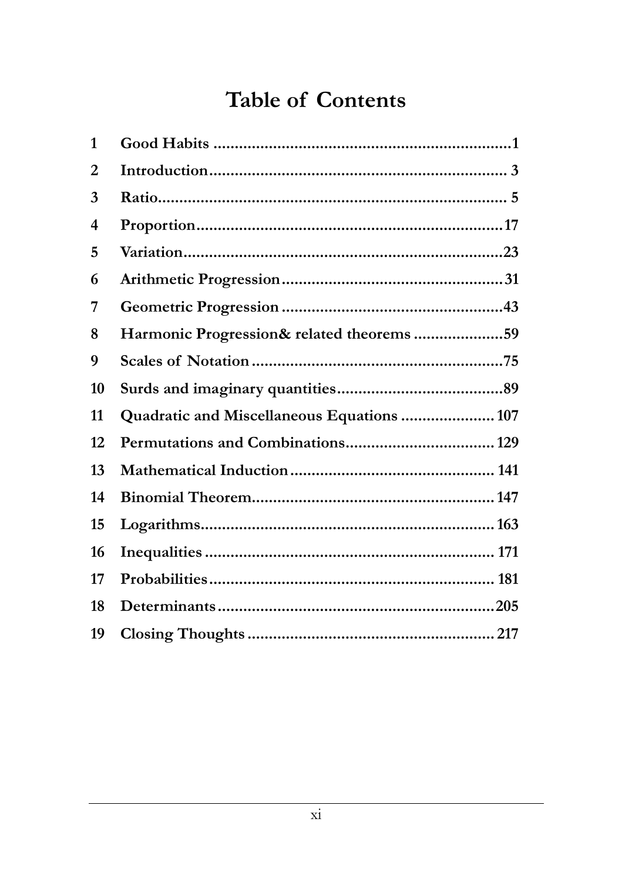# Table of Contents

| | | |
|---|---|---|
| 1 | Good Habits | 1 |
| 2 | Introduction | 3 |
| 3 | Ratio | 5 |
| 4 | Proportion | 17 |
| 5 | Variation | 23 |
| 6 | Arithmetic Progression | 31 |
| 7 | Geometric Progression | 43 |
| 8 | Harmonic Progression& related theorems | 59 |
| 9 | Scales of Notation | 75 |
| 10 | Surds and imaginary quantities | 89 |
| 11 | Quadratic and Miscellaneous Equations | 107 |
| 12 | Permutations and Combinations | 129 |
| 13 | Mathematical Induction | 141 |
| 14 | Binomial Theorem | 147 |
| 15 | Logarithms | 163 |
| 16 | Inequalities | 171 |
| 17 | Probabilities | 181 |
| 18 | Determinants | 205 |
| 19 | Closing Thoughts | 217 |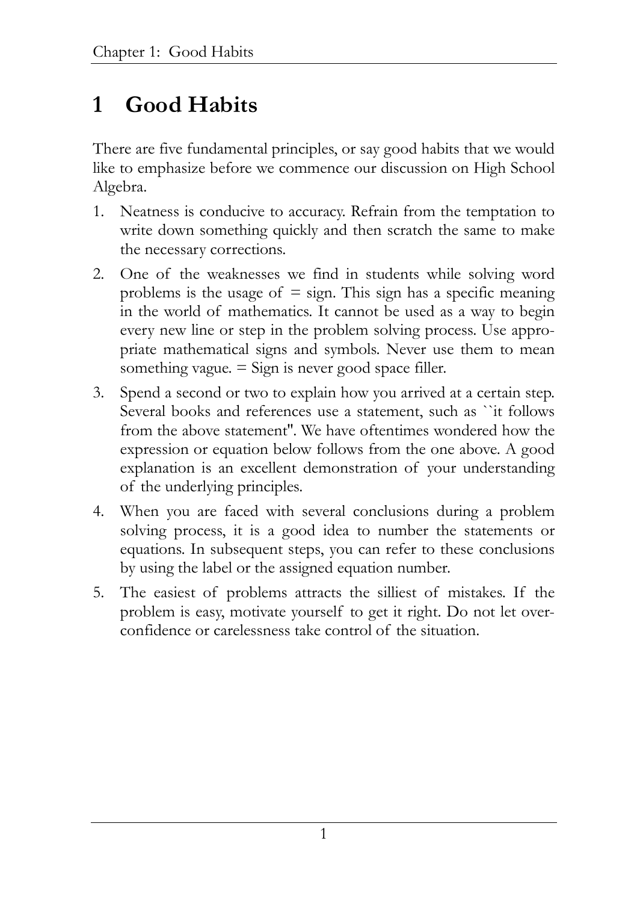# 1 Good Habits

There are five fundamental principles, or say good habits that we would like to emphasize before we commence our discussion on High School Algebra.

1. Neatness is conducive to accuracy. Refrain from the temptation to write down something quickly and then scratch the same to make the necessary corrections.
2. One of the weaknesses we find in students while solving word problems is the usage of = sign. This sign has a specific meaning in the world of mathematics. It cannot be used as a way to begin every new line or step in the problem solving process. Use appropriate mathematical signs and symbols. Never use them to mean something vague. = Sign is never good space filler.
3. Spend a second or two to explain how you arrived at a certain step. Several books and references use a statement, such as ``it follows from the above statement''. We have oftentimes wondered how the expression or equation below follows from the one above. A good explanation is an excellent demonstration of your understanding of the underlying principles.
4. When you are faced with several conclusions during a problem solving process, it is a good idea to number the statements or equations. In subsequent steps, you can refer to these conclusions by using the label or the assigned equation number.
5. The easiest of problems attracts the silliest of mistakes. If the problem is easy, motivate yourself to get it right. Do not let overconfidence or carelessness take control of the situation.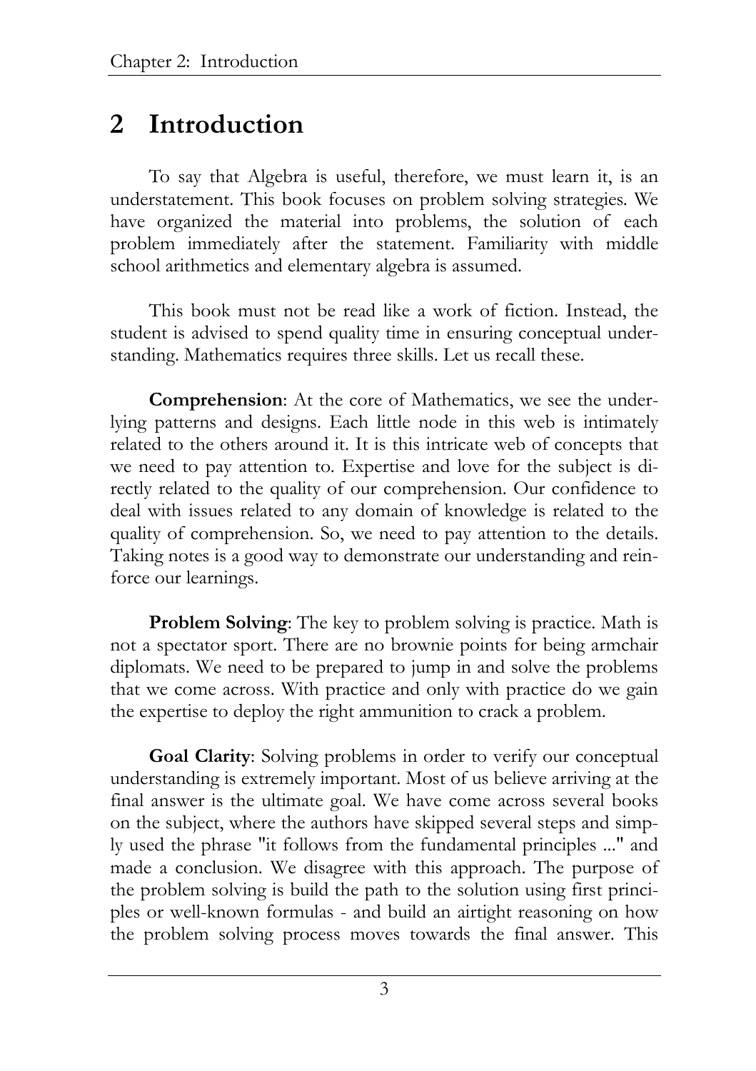# 2 Introduction

To say that Algebra is useful, therefore, we must learn it, is an understatement. This book focuses on problem solving strategies. We have organized the material into problems, the solution of each problem immediately after the statement. Familiarity with middle school arithmetics and elementary algebra is assumed.

This book must not be read like a work of fiction. Instead, the student is advised to spend quality time in ensuring conceptual understanding. Mathematics requires three skills. Let us recall these.

**Comprehension**: At the core of Mathematics, we see the underlying patterns and designs. Each little node in this web is intimately related to the others around it. It is this intricate web of concepts that we need to pay attention to. Expertise and love for the subject is directly related to the quality of our comprehension. Our confidence to deal with issues related to any domain of knowledge is related to the quality of comprehension. So, we need to pay attention to the details. Taking notes is a good way to demonstrate our understanding and reinforce our learnings.

**Problem Solving**: The key to problem solving is practice. Math is not a spectator sport. There are no brownie points for being armchair diplomats. We need to be prepared to jump in and solve the problems that we come across. With practice and only with practice do we gain the expertise to deploy the right ammunition to crack a problem.

**Goal Clarity**: Solving problems in order to verify our conceptual understanding is extremely important. Most of us believe arriving at the final answer is the ultimate goal. We have come across several books on the subject, where the authors have skipped several steps and simply used the phrase "it follows from the fundamental principles ..." and made a conclusion. We disagree with this approach. The purpose of the problem solving is build the path to the solution using first principles or well-known formulas - and build an airtight reasoning on how the problem solving process moves towards the final answer. This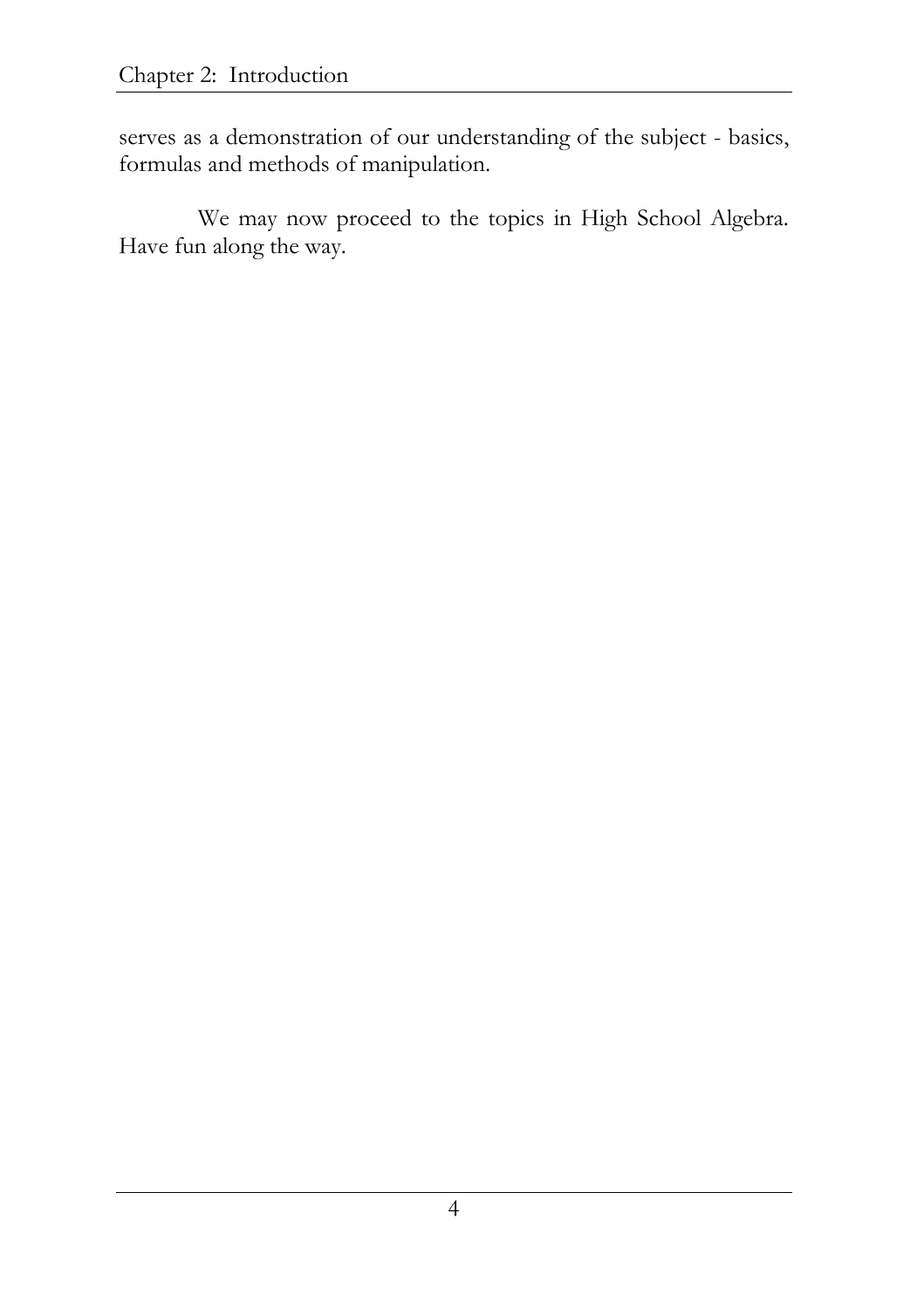serves as a demonstration of our understanding of the subject - basics, formulas and methods of manipulation.

We may now proceed to the topics in High School Algebra. Have fun along the way.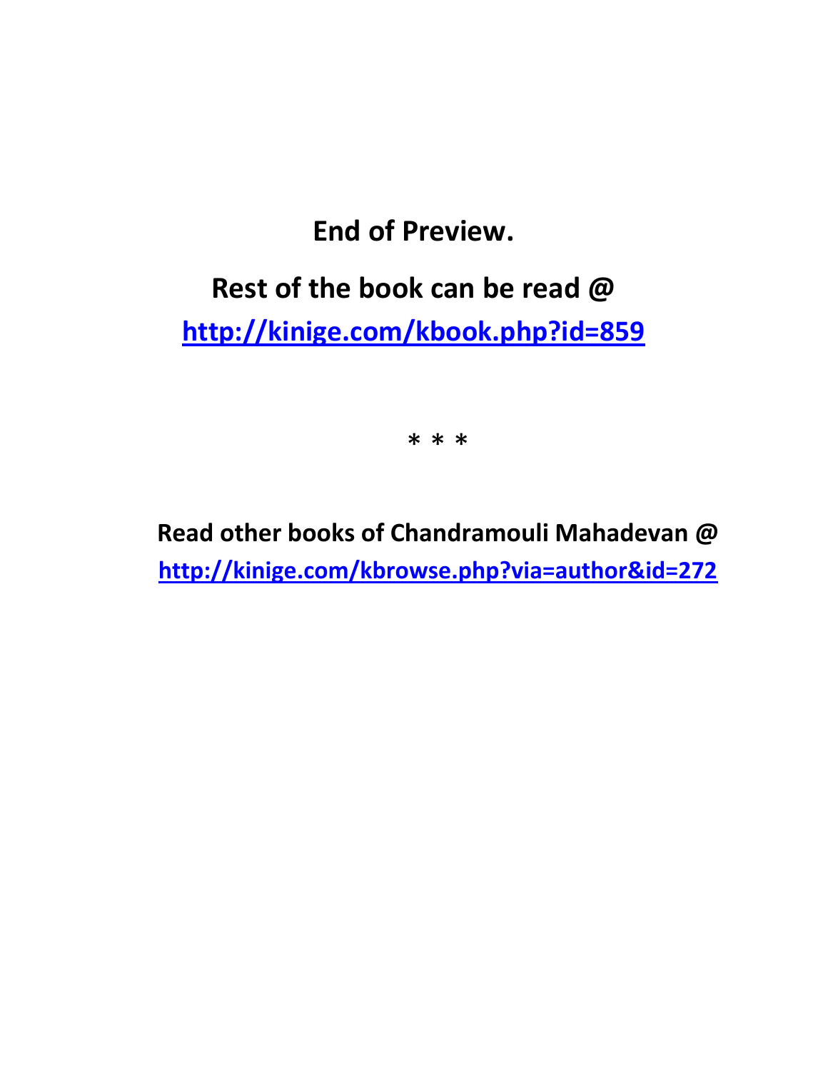**End of Preview.**

**Rest of the book can be read @**
**[http://kinige.com/kbook.php?id=859](http://kinige.com/kbook.php?id=859)**

* * *

**Read other books of Chandramouli Mahadevan @**
**[http://kinige.com/kbrowse.php?via=author&id=272](http://kinige.com/kbrowse.php?via=author&id=272)**